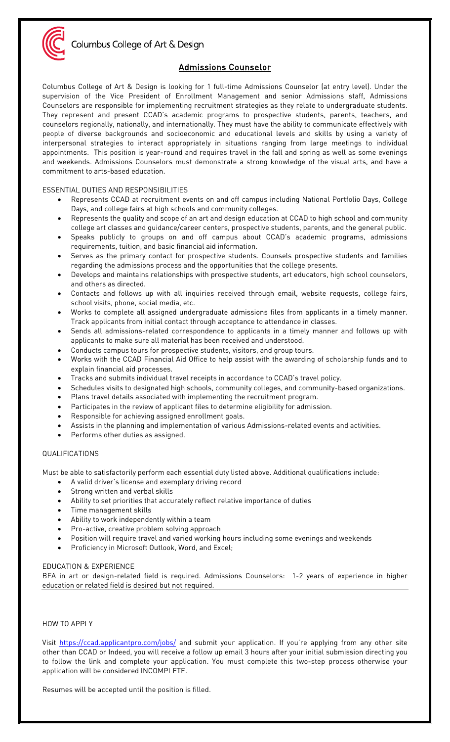Columbus College of Art & Design

# Admissions Counselor

Columbus College of Art & Design is looking for 1 full-time Admissions Counselor (at entry level). Under the supervision of the Vice President of Enrollment Management and senior Admissions staff, Admissions Counselors are responsible for implementing recruitment strategies as they relate to undergraduate students. They represent and present CCAD's academic programs to prospective students, parents, teachers, and counselors regionally, nationally, and internationally. They must have the ability to communicate effectively with people of diverse backgrounds and socioeconomic and educational levels and skills by using a variety of interpersonal strategies to interact appropriately in situations ranging from large meetings to individual appointments. This position is year-round and requires travel in the fall and spring as well as some evenings and weekends. Admissions Counselors must demonstrate a strong knowledge of the visual arts, and have a commitment to arts-based education.

## ESSENTIAL DUTIES AND RESPONSIBILITIES

- Represents CCAD at recruitment events on and off campus including National Portfolio Days, College Days, and college fairs at high schools and community colleges.
- Represents the quality and scope of an art and design education at CCAD to high school and community college art classes and guidance/career centers, prospective students, parents, and the general public.
- Speaks publicly to groups on and off campus about CCAD's academic programs, admissions requirements, tuition, and basic financial aid information.
- Serves as the primary contact for prospective students. Counsels prospective students and families regarding the admissions process and the opportunities that the college presents.
- Develops and maintains relationships with prospective students, art educators, high school counselors, and others as directed.
- Contacts and follows up with all inquiries received through email, website requests, college fairs, school visits, phone, social media, etc.
- Works to complete all assigned undergraduate admissions files from applicants in a timely manner. Track applicants from initial contact through acceptance to attendance in classes.
- Sends all admissions-related correspondence to applicants in a timely manner and follows up with applicants to make sure all material has been received and understood.
- Conducts campus tours for prospective students, visitors, and group tours.
- Works with the CCAD Financial Aid Office to help assist with the awarding of scholarship funds and to explain financial aid processes.
- Tracks and submits individual travel receipts in accordance to CCAD's travel policy.
- Schedules visits to designated high schools, community colleges, and community-based organizations.
- Plans travel details associated with implementing the recruitment program.
- Participates in the review of applicant files to determine eligibility for admission.
- Responsible for achieving assigned enrollment goals.
- Assists in the planning and implementation of various Admissions-related events and activities.
- Performs other duties as assigned.

## QUALIFICATIONS

Must be able to satisfactorily perform each essential duty listed above. Additional qualifications include:

- A valid driver's license and exemplary driving record
- Strong written and verbal skills
- Ability to set priorities that accurately reflect relative importance of duties
- Time management skills
- Ability to work independently within a team
- Pro-active, creative problem solving approach
- Position will require travel and varied working hours including some evenings and weekends
- Proficiency in Microsoft Outlook, Word, and Excel;

## EDUCATION & EXPERIENCE

BFA in art or design-related field is required. Admissions Counselors: 1-2 years of experience in higher education or related field is desired but not required.

## HOW TO APPLY

Visit https://ccad.applicantpro.com/jobs/ and submit your application. If you're applying from any other site other than CCAD or Indeed, you will receive a follow up email 3 hours after your initial submission directing you to follow the link and complete your application. You must complete this two-step process otherwise your application will be considered INCOMPLETE.

Resumes will be accepted until the position is filled.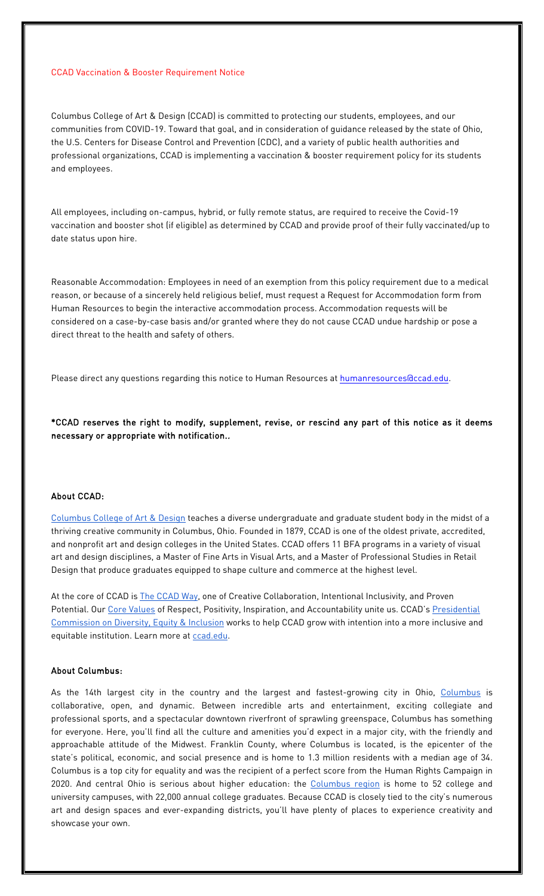CCAD Vaccination & Booster Requirement Notice

Columbus College of Art & Design (CCAD) is committed to protecting our students, employees, and our communities from COVID-19. Toward that goal, and in consideration of guidance released by the state of Ohio, the U.S. Centers for Disease Control and Prevention (CDC), and a variety of public health authorities and professional organizations, CCAD is implementing a vaccination & booster requirement policy for its students and employees.

All employees, including on-campus, hybrid, or fully remote status, are required to receive the Covid-19 vaccination and booster shot (if eligible) as determined by CCAD and provide proof of their fully vaccinated/up to date status upon hire.

Reasonable Accommodation: Employees in need of an exemption from this policy requirement due to a medical reason, or because of a sincerely held religious belief, must request a Request for Accommodation form from Human Resources to begin the interactive accommodation process. Accommodation requests will be considered on a case-by-case basis and/or granted where they do not cause CCAD undue hardship or pose a direct threat to the health and safety of others.

Please direct any questions regarding this notice to Human Resources at humanresources@ccad.edu.

**\*CCAD reserves the right to modify, supplement, revise, or rescind any part of this notice as it deems necessary or appropriate with notification..**

### About CCAD:

Columbus College of Art & Design teaches a diverse undergraduate and graduate student body in the midst of a thriving creative community in Columbus, Ohio. Founded in 1879, CCAD is one of the oldest private, accredited, and nonprofit art and design colleges in the United States. CCAD offers 11 BFA programs in a variety of visual art and design disciplines, a Master of Fine Arts in Visual Arts, and a Master of Professional Studies in Retail Design that produce graduates equipped to shape culture and commerce at the highest level.

At the core of CCAD is The CCAD Way, one of Creative Collaboration, Intentional Inclusivity, and Proven Potential. Our Core Values of Respect, Positivity, Inspiration, and Accountability unite us. CCAD's Presidential Commission on Diversity, Equity & Inclusion works to help CCAD grow with intention into a more inclusive and equitable institution. Learn more at ccad.edu.

### About Columbus:

As the 14th largest city in the country and the largest and fastest-growing city in Ohio, Columbus is collaborative, open, and dynamic. Between incredible arts and entertainment, exciting collegiate and professional sports, and a spectacular downtown riverfront of sprawling greenspace, Columbus has something for everyone. Here, you'll find all the culture and amenities you'd expect in a major city, with the friendly and approachable attitude of the Midwest. Franklin County, where Columbus is located, is the epicenter of the state's political, economic, and social presence and is home to 1.3 million residents with a median age of 34. Columbus is a top city for equality and was the recipient of a perfect score from the Human Rights Campaign in 2020. And central Ohio is serious about higher education: the Columbus region is home to 52 college and university campuses, with 22,000 annual college graduates. Because CCAD is closely tied to the city's numerous art and design spaces and ever-expanding districts, you'll have plenty of places to experience creativity and showcase your own.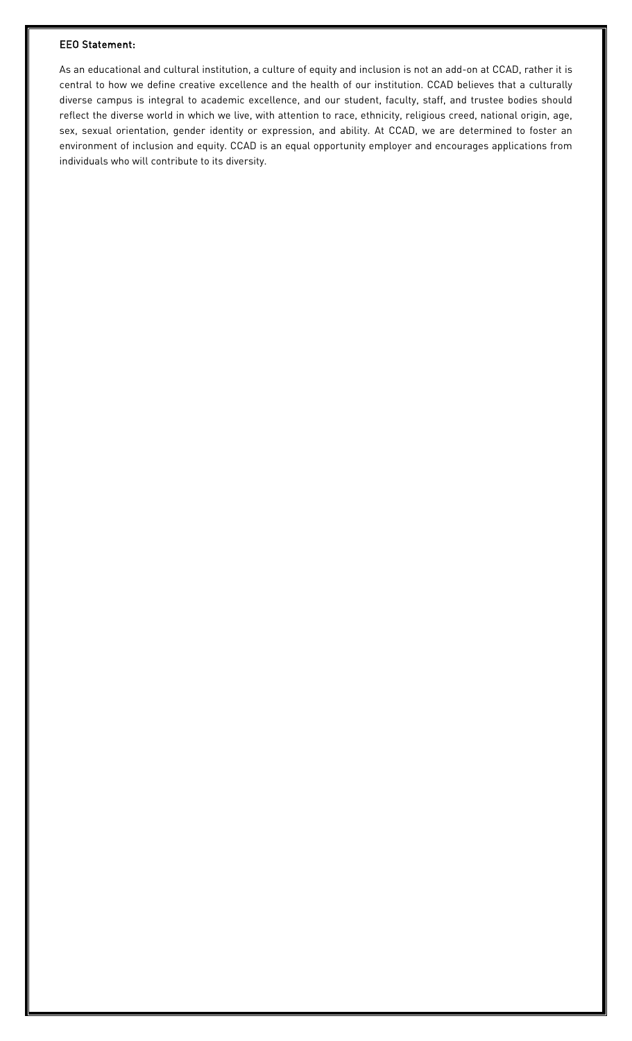**EEO Statement:**

As an educational and cultural institution, a culture of equity and inclusion is not an add-on at CCAD, rather it is central to how we define creative excellence and the health of our institution. CCAD believes that a culturally diverse campus is integral to academic excellence, and our student, faculty, staff, and trustee bodies should reflect the diverse world in which we live, with attention to race, ethnicity, religious creed, national origin, age, sex, sexual orientation, gender identity or expression, and ability. At CCAD, we are determined to foster an environment of inclusion and equity. CCAD is an equal opportunity employer and encourages applications from individuals who will contribute to its diversity.